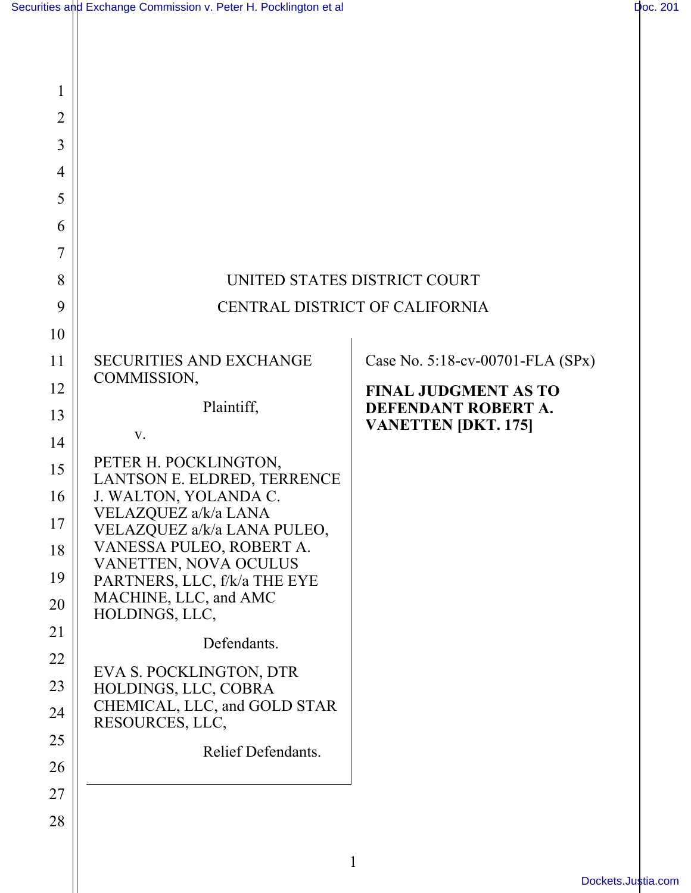UNITED STATES DISTRICT COURT

CENTRAL DISTRICT OF CALIFORNIA

SECURITIES AND EXCHANGE COMMISSION,

Plaintiff,

v.

PETER H. POCKLINGTON, LANTSON E. ELDRED, TERRENCE J. WALTON, YOLANDA C. VELAZQUEZ a/k/a LANA VELAZQUEZ a/k/a LANA PULEO, VANESSA PULEO, ROBERT A. VANETTEN, NOVA OCULUS PARTNERS, LLC, f/k/a THE EYE MACHINE, LLC, and AMC HOLDINGS, LLC,

Defendants.

EVA S. POCKLINGTON, DTR HOLDINGS, LLC, COBRA CHEMICAL, LLC, and GOLD STAR RESOURCES, LLC,

Relief Defendants.

Case No. 5:18-cv-00701-FLA (SPx)

**FINAL JUDGMENT AS TO DEFENDANT ROBERT A. VANETTEN [DKT. 175]**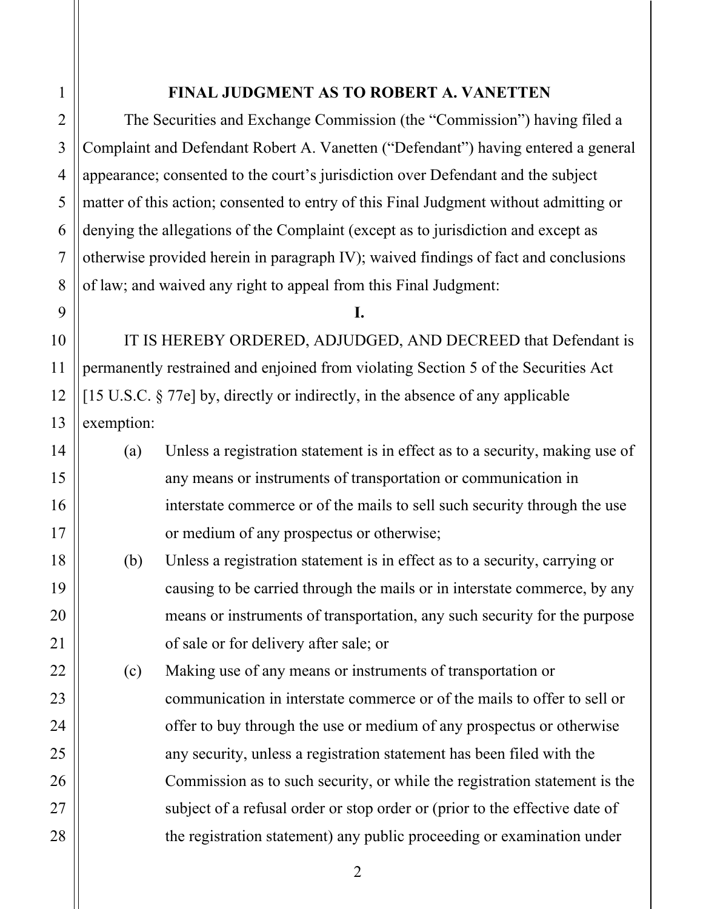**FINAL JUDGMENT AS TO ROBERT A. VANETTEN**

The Securities and Exchange Commission (the "Commission") having filed a Complaint and Defendant Robert A. Vanetten ("Defendant") having entered a general appearance; consented to the court's jurisdiction over Defendant and the subject matter of this action; consented to entry of this Final Judgment without admitting or denying the allegations of the Complaint (except as to jurisdiction and except as otherwise provided herein in paragraph IV); waived findings of fact and conclusions of law; and waived any right to appeal from this Final Judgment:

**I.**

IT IS HEREBY ORDERED, ADJUDGED, AND DECREED that Defendant is permanently restrained and enjoined from violating Section 5 of the Securities Act [15 U.S.C. § 77e] by, directly or indirectly, in the absence of any applicable exemption:

(a) Unless a registration statement is in effect as to a security, making use of any means or instruments of transportation or communication in interstate commerce or of the mails to sell such security through the use or medium of any prospectus or otherwise;

(b) Unless a registration statement is in effect as to a security, carrying or causing to be carried through the mails or in interstate commerce, by any means or instruments of transportation, any such security for the purpose of sale or for delivery after sale; or

(c) Making use of any means or instruments of transportation or communication in interstate commerce or of the mails to offer to sell or offer to buy through the use or medium of any prospectus or otherwise any security, unless a registration statement has been filed with the Commission as to such security, or while the registration statement is the subject of a refusal order or stop order or (prior to the effective date of the registration statement) any public proceeding or examination under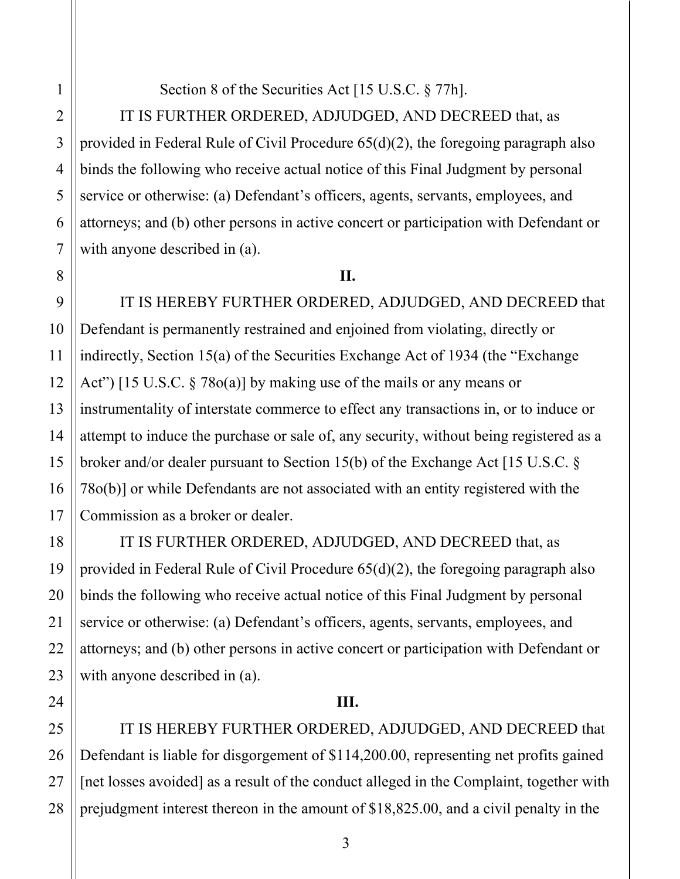Section 8 of the Securities Act [15 U.S.C. § 77h].

IT IS FURTHER ORDERED, ADJUDGED, AND DECREED that, as provided in Federal Rule of Civil Procedure 65(d)(2), the foregoing paragraph also binds the following who receive actual notice of this Final Judgment by personal service or otherwise: (a) Defendant's officers, agents, servants, employees, and attorneys; and (b) other persons in active concert or participation with Defendant or with anyone described in (a).

**II.**

IT IS HEREBY FURTHER ORDERED, ADJUDGED, AND DECREED that Defendant is permanently restrained and enjoined from violating, directly or indirectly, Section 15(a) of the Securities Exchange Act of 1934 (the "Exchange Act") [15 U.S.C. § 78o(a)] by making use of the mails or any means or instrumentality of interstate commerce to effect any transactions in, or to induce or attempt to induce the purchase or sale of, any security, without being registered as a broker and/or dealer pursuant to Section 15(b) of the Exchange Act [15 U.S.C. § 78o(b)] or while Defendants are not associated with an entity registered with the Commission as a broker or dealer.

IT IS FURTHER ORDERED, ADJUDGED, AND DECREED that, as provided in Federal Rule of Civil Procedure 65(d)(2), the foregoing paragraph also binds the following who receive actual notice of this Final Judgment by personal service or otherwise: (a) Defendant's officers, agents, servants, employees, and attorneys; and (b) other persons in active concert or participation with Defendant or with anyone described in (a).

**III.**

IT IS HEREBY FURTHER ORDERED, ADJUDGED, AND DECREED that Defendant is liable for disgorgement of $114,200.00, representing net profits gained [net losses avoided] as a result of the conduct alleged in the Complaint, together with prejudgment interest thereon in the amount of $18,825.00, and a civil penalty in the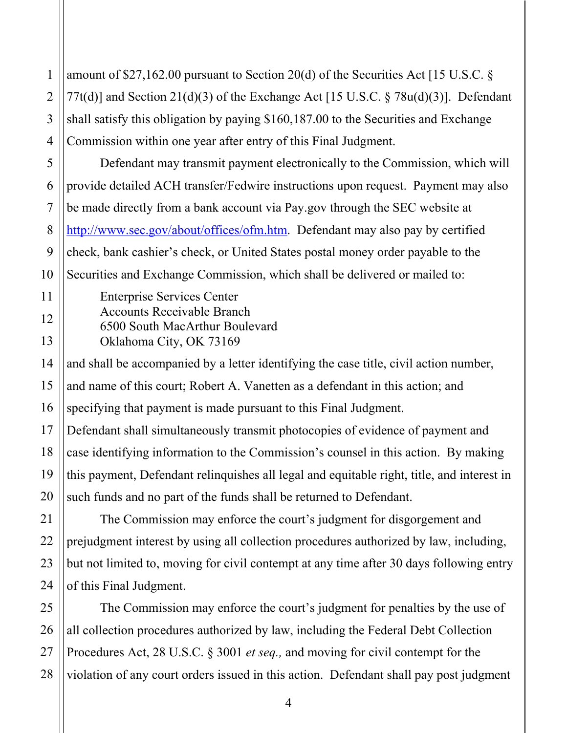amount of $27,162.00 pursuant to Section 20(d) of the Securities Act [15 U.S.C. § 77t(d)] and Section 21(d)(3) of the Exchange Act [15 U.S.C. § 78u(d)(3)]. Defendant shall satisfy this obligation by paying $160,187.00 to the Securities and Exchange Commission within one year after entry of this Final Judgment.

Defendant may transmit payment electronically to the Commission, which will provide detailed ACH transfer/Fedwire instructions upon request. Payment may also be made directly from a bank account via Pay.gov through the SEC website at http://www.sec.gov/about/offices/ofm.htm. Defendant may also pay by certified check, bank cashier's check, or United States postal money order payable to the Securities and Exchange Commission, which shall be delivered or mailed to:

Enterprise Services Center
Accounts Receivable Branch
6500 South MacArthur Boulevard
Oklahoma City, OK 73169

and shall be accompanied by a letter identifying the case title, civil action number, and name of this court; Robert A. Vanetten as a defendant in this action; and specifying that payment is made pursuant to this Final Judgment.
Defendant shall simultaneously transmit photocopies of evidence of payment and case identifying information to the Commission's counsel in this action. By making this payment, Defendant relinquishes all legal and equitable right, title, and interest in such funds and no part of the funds shall be returned to Defendant.

The Commission may enforce the court's judgment for disgorgement and prejudgment interest by using all collection procedures authorized by law, including, but not limited to, moving for civil contempt at any time after 30 days following entry of this Final Judgment.

The Commission may enforce the court's judgment for penalties by the use of all collection procedures authorized by law, including the Federal Debt Collection Procedures Act, 28 U.S.C. § 3001 *et seq.,* and moving for civil contempt for the violation of any court orders issued in this action. Defendant shall pay post judgment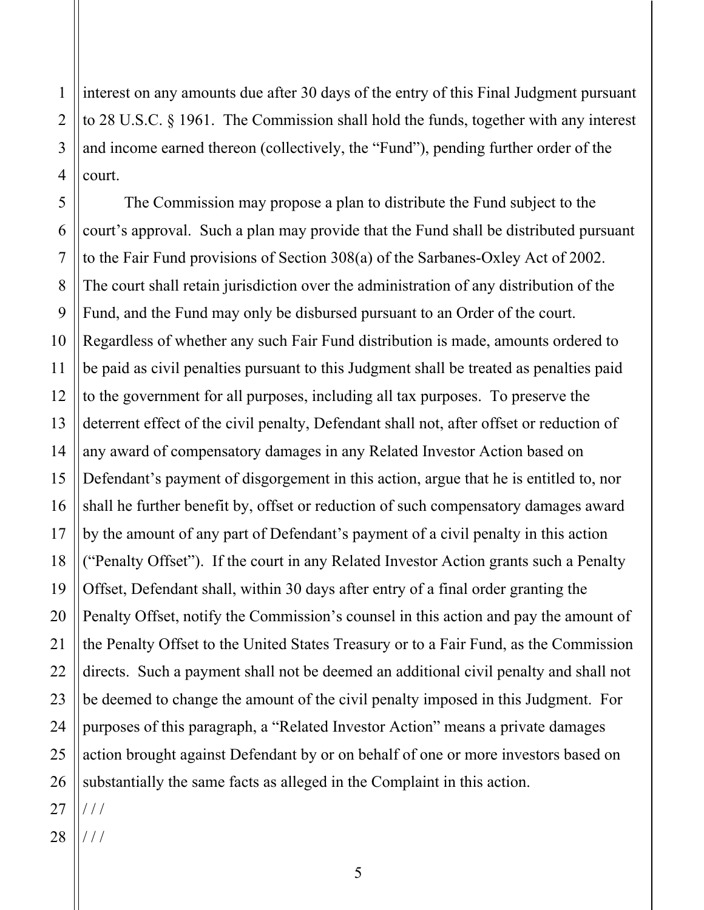interest on any amounts due after 30 days of the entry of this Final Judgment pursuant to 28 U.S.C. § 1961. The Commission shall hold the funds, together with any interest and income earned thereon (collectively, the "Fund"), pending further order of the court.

The Commission may propose a plan to distribute the Fund subject to the court's approval. Such a plan may provide that the Fund shall be distributed pursuant to the Fair Fund provisions of Section 308(a) of the Sarbanes-Oxley Act of 2002. The court shall retain jurisdiction over the administration of any distribution of the Fund, and the Fund may only be disbursed pursuant to an Order of the court. Regardless of whether any such Fair Fund distribution is made, amounts ordered to be paid as civil penalties pursuant to this Judgment shall be treated as penalties paid to the government for all purposes, including all tax purposes. To preserve the deterrent effect of the civil penalty, Defendant shall not, after offset or reduction of any award of compensatory damages in any Related Investor Action based on Defendant's payment of disgorgement in this action, argue that he is entitled to, nor shall he further benefit by, offset or reduction of such compensatory damages award by the amount of any part of Defendant's payment of a civil penalty in this action ("Penalty Offset"). If the court in any Related Investor Action grants such a Penalty Offset, Defendant shall, within 30 days after entry of a final order granting the Penalty Offset, notify the Commission's counsel in this action and pay the amount of the Penalty Offset to the United States Treasury or to a Fair Fund, as the Commission directs. Such a payment shall not be deemed an additional civil penalty and shall not be deemed to change the amount of the civil penalty imposed in this Judgment. For purposes of this paragraph, a "Related Investor Action" means a private damages action brought against Defendant by or on behalf of one or more investors based on substantially the same facts as alleged in the Complaint in this action.

/ / /

/ / /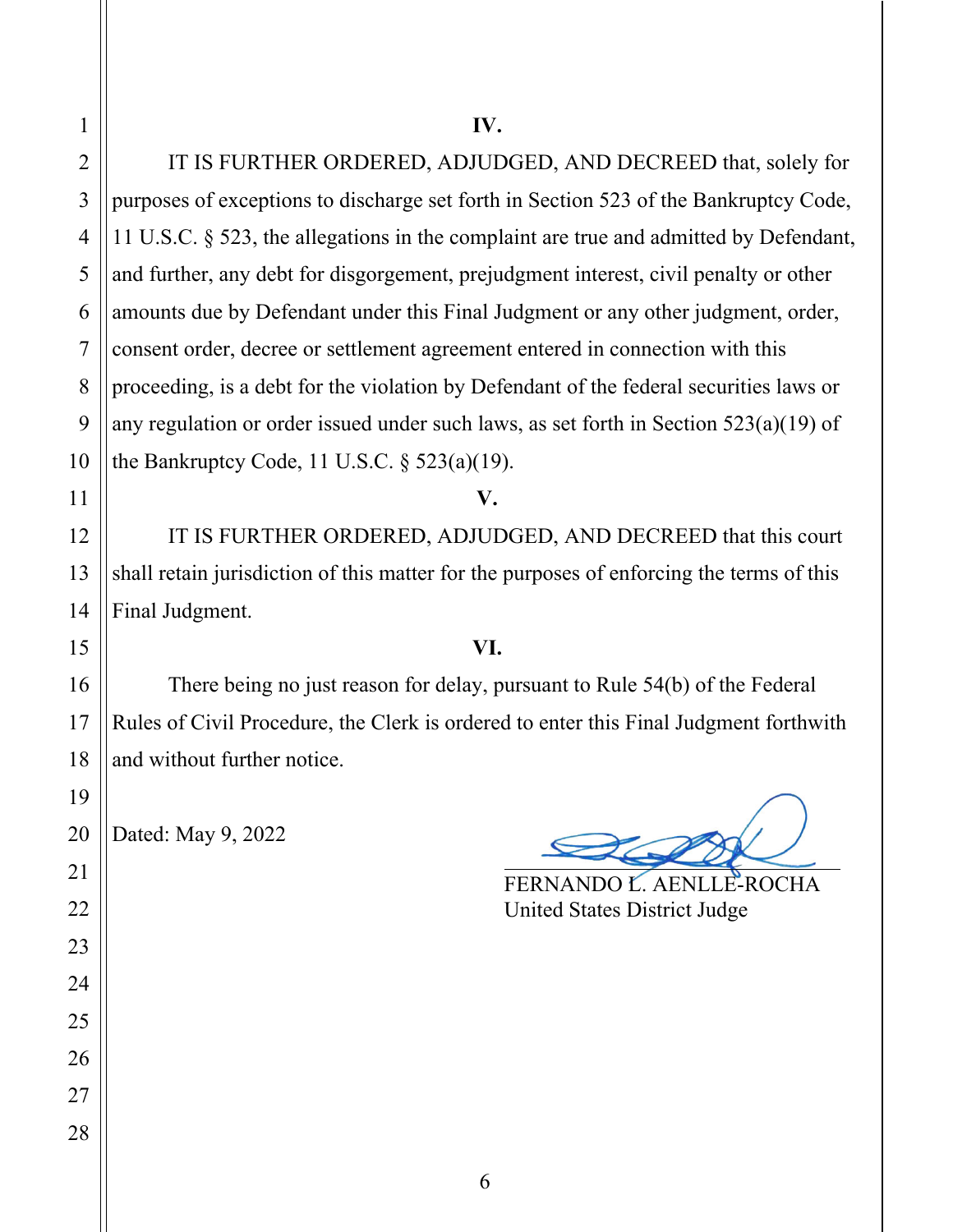**IV.**

IT IS FURTHER ORDERED, ADJUDGED, AND DECREED that, solely for purposes of exceptions to discharge set forth in Section 523 of the Bankruptcy Code, 11 U.S.C. § 523, the allegations in the complaint are true and admitted by Defendant, and further, any debt for disgorgement, prejudgment interest, civil penalty or other amounts due by Defendant under this Final Judgment or any other judgment, order, consent order, decree or settlement agreement entered in connection with this proceeding, is a debt for the violation by Defendant of the federal securities laws or any regulation or order issued under such laws, as set forth in Section 523(a)(19) of the Bankruptcy Code, 11 U.S.C. § 523(a)(19).

**V.**

IT IS FURTHER ORDERED, ADJUDGED, AND DECREED that this court shall retain jurisdiction of this matter for the purposes of enforcing the terms of this Final Judgment.

**VI.**

There being no just reason for delay, pursuant to Rule 54(b) of the Federal Rules of Civil Procedure, the Clerk is ordered to enter this Final Judgment forthwith and without further notice.

Dated: May 9, 2022

FERNANDO L. AENLLE-ROCHA
United States District Judge